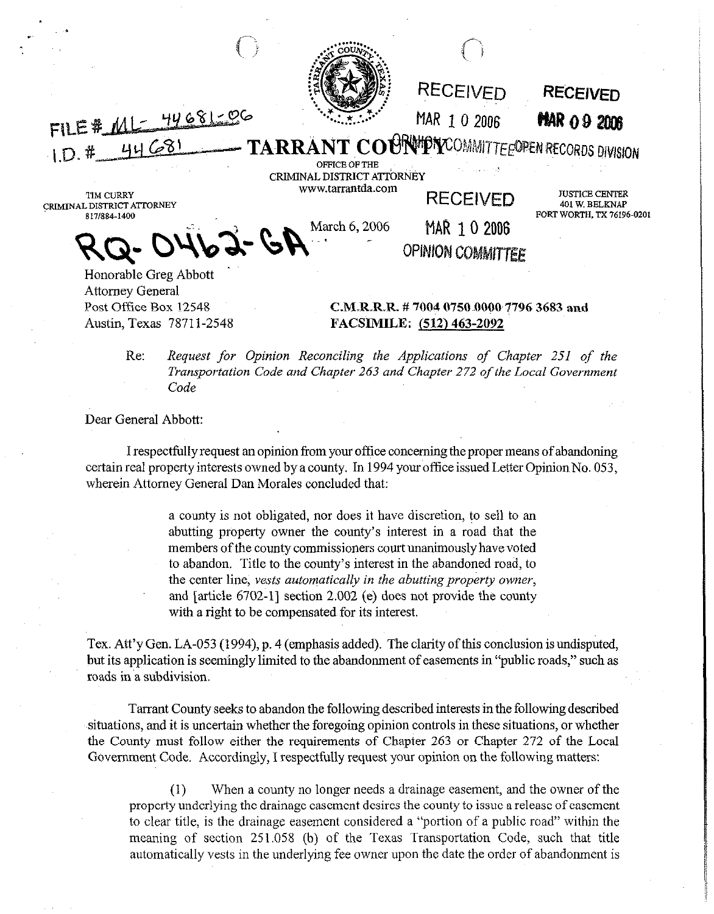FILE # ML-44681-06
I.D. # 44681

RECEIVED MAR 1 0 2006

RECEIVED MAR 0 9 2006

# TARRANT COUNTY

OPINION COMMITTEE OPEN RECORDS DIVISION

OFFICE OF THE CRIMINAL DISTRICT ATTORNEY
www.tarrantda.com

TIM CURRY
CRIMINAL DISTRICT ATTORNEY
817/884-1400

RECEIVED MAR 1 0 2006 OPINION COMMITTEE

JUSTICE CENTER
401 W. BELKNAP
FORT WORTH, TX 76196-0201

RQ-0462-GA

March 6, 2006

Honorable Greg Abbott
Attorney General
Post Office Box 12548
Austin, Texas 78711-2548

**C.M.R.R.R. # 7004 0750 0000 7796 3683 and**
**FACSIMILE: (512) 463-2092**

Re: *Request for Opinion Reconciling the Applications of Chapter 251 of the Transportation Code and Chapter 263 and Chapter 272 of the Local Government Code*

Dear General Abbott:

I respectfully request an opinion from your office concerning the proper means of abandoning certain real property interests owned by a county. In 1994 your office issued Letter Opinion No. 053, wherein Attorney General Dan Morales concluded that:

> a county is not obligated, nor does it have discretion, to sell to an abutting property owner the county's interest in a road that the members of the county commissioners court unanimously have voted to abandon. Title to the county's interest in the abandoned road, to the center line, *vests automatically in the abutting property owner*, and [article 6702-1] section 2.002 (e) does not provide the county with a right to be compensated for its interest.

Tex. Att'y Gen. LA-053 (1994), p. 4 (emphasis added). The clarity of this conclusion is undisputed, but its application is seemingly limited to the abandonment of easements in "public roads," such as roads in a subdivision.

Tarrant County seeks to abandon the following described interests in the following described situations, and it is uncertain whether the foregoing opinion controls in these situations, or whether the County must follow either the requirements of Chapter 263 or Chapter 272 of the Local Government Code. Accordingly, I respectfully request your opinion on the following matters:

(1) When a county no longer needs a drainage easement, and the owner of the property underlying the drainage easement desires the county to issue a release of easement to clear title, is the drainage easement considered a "portion of a public road" within the meaning of section 251.058 (b) of the Texas Transportation Code, such that title automatically vests in the underlying fee owner upon the date the order of abandonment is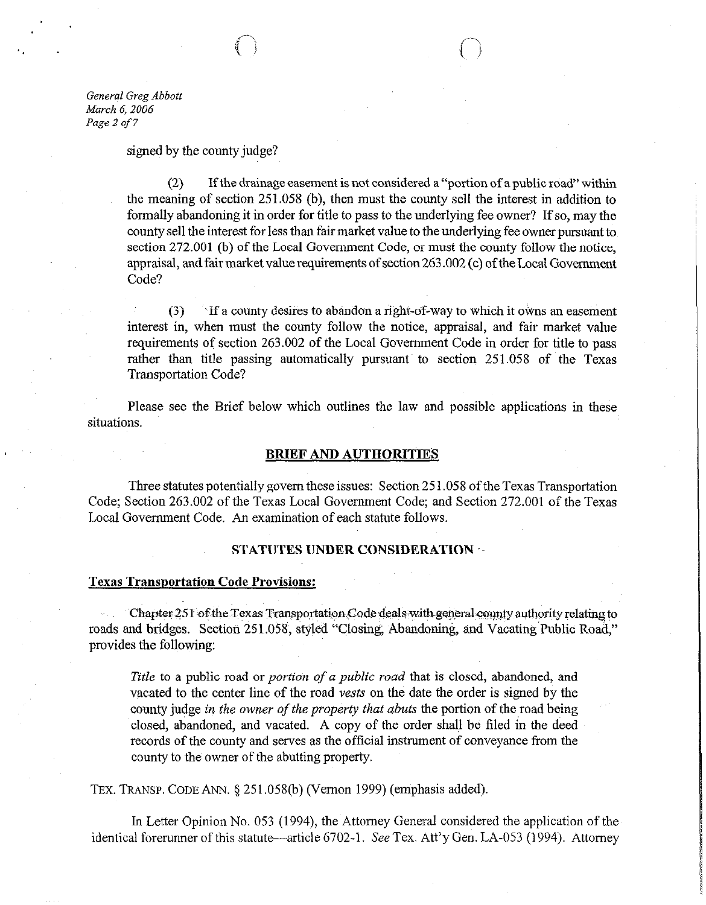signed by the county judge?

(2) If the drainage easement is not considered a "portion of a public road" within the meaning of section 251.058 (b), then must the county sell the interest in addition to formally abandoning it in order for title to pass to the underlying fee owner? If so, may the county sell the interest for less than fair market value to the underlying fee owner pursuant to section 272.001 (b) of the Local Government Code, or must the county follow the notice, appraisal, and fair market value requirements of section 263.002 (c) of the Local Government Code?

(3) If a county desires to abandon a right-of-way to which it owns an easement interest in, when must the county follow the notice, appraisal, and fair market value requirements of section 263.002 of the Local Government Code in order for title to pass rather than title passing automatically pursuant to section 251.058 of the Texas Transportation Code?

Please see the Brief below which outlines the law and possible applications in these situations.

## BRIEF AND AUTHORITIES

Three statutes potentially govern these issues: Section 251.058 of the Texas Transportation Code; Section 263.002 of the Texas Local Government Code; and Section 272.001 of the Texas Local Government Code. An examination of each statute follows.

### STATUTES UNDER CONSIDERATION

**Texas Transportation Code Provisions:**

Chapter 251 of the Texas Transportation Code deals with general county authority relating to roads and bridges. Section 251.058, styled "Closing, Abandoning, and Vacating Public Road," provides the following:

> *Title* to a public road or *portion of a public road* that is closed, abandoned, and vacated to the center line of the road *vests* on the date the order is signed by the county judge *in the owner of the property that abuts* the portion of the road being closed, abandoned, and vacated. A copy of the order shall be filed in the deed records of the county and serves as the official instrument of conveyance from the county to the owner of the abutting property.

TEX. TRANSP. CODE ANN. § 251.058(b) (Vernon 1999) (emphasis added).

In Letter Opinion No. 053 (1994), the Attorney General considered the application of the identical forerunner of this statute—article 6702-1. *See* Tex. Att'y Gen. LA-053 (1994). Attorney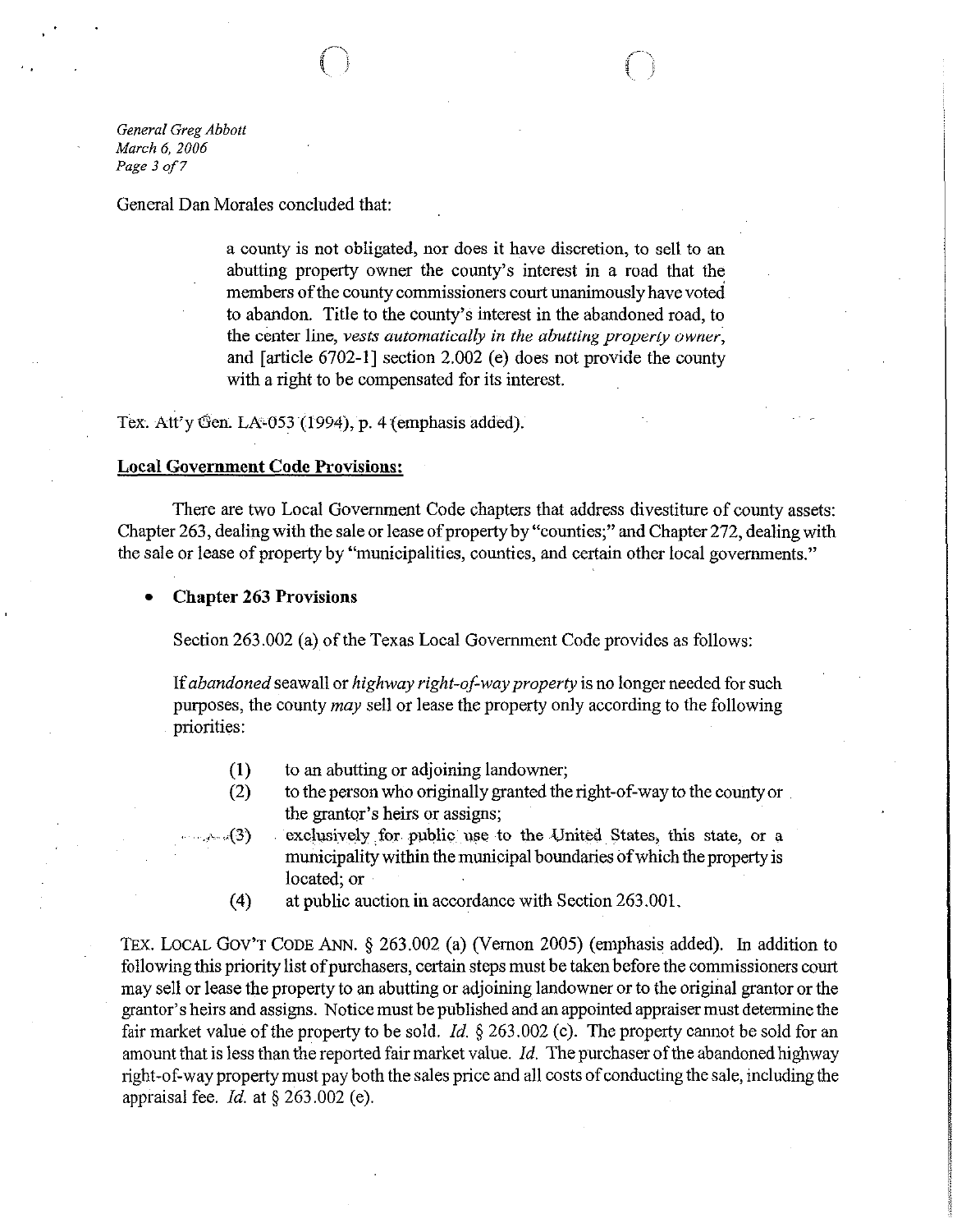General Dan Morales concluded that:

> a county is not obligated, nor does it have discretion, to sell to an abutting property owner the county's interest in a road that the members of the county commissioners court unanimously have voted to abandon. Title to the county's interest in the abandoned road, to the center line, *vests automatically in the abutting property owner*, and [article 6702-1] section 2.002 (e) does not provide the county with a right to be compensated for its interest.

Tex. Att'y Gen. LA-053 (1994), p. 4 (emphasis added).

**Local Government Code Provisions:**

There are two Local Government Code chapters that address divestiture of county assets: Chapter 263, dealing with the sale or lease of property by "counties;" and Chapter 272, dealing with the sale or lease of property by "municipalities, counties, and certain other local governments."

- **Chapter 263 Provisions**

Section 263.002 (a) of the Texas Local Government Code provides as follows:

If *abandoned* seawall or *highway right-of-way property* is no longer needed for such purposes, the county *may* sell or lease the property only according to the following priorities:

(1) to an abutting or adjoining landowner;
(2) to the person who originally granted the right-of-way to the county or the grantor's heirs or assigns;
(3) exclusively for public use to the United States, this state, or a municipality within the municipal boundaries of which the property is located; or
(4) at public auction in accordance with Section 263.001.

TEX. LOCAL GOV'T CODE ANN. § 263.002 (a) (Vernon 2005) (emphasis added). In addition to following this priority list of purchasers, certain steps must be taken before the commissioners court may sell or lease the property to an abutting or adjoining landowner or to the original grantor or the grantor's heirs and assigns. Notice must be published and an appointed appraiser must determine the fair market value of the property to be sold. *Id.* § 263.002 (c). The property cannot be sold for an amount that is less than the reported fair market value. *Id.* The purchaser of the abandoned highway right-of-way property must pay both the sales price and all costs of conducting the sale, including the appraisal fee. *Id.* at § 263.002 (e).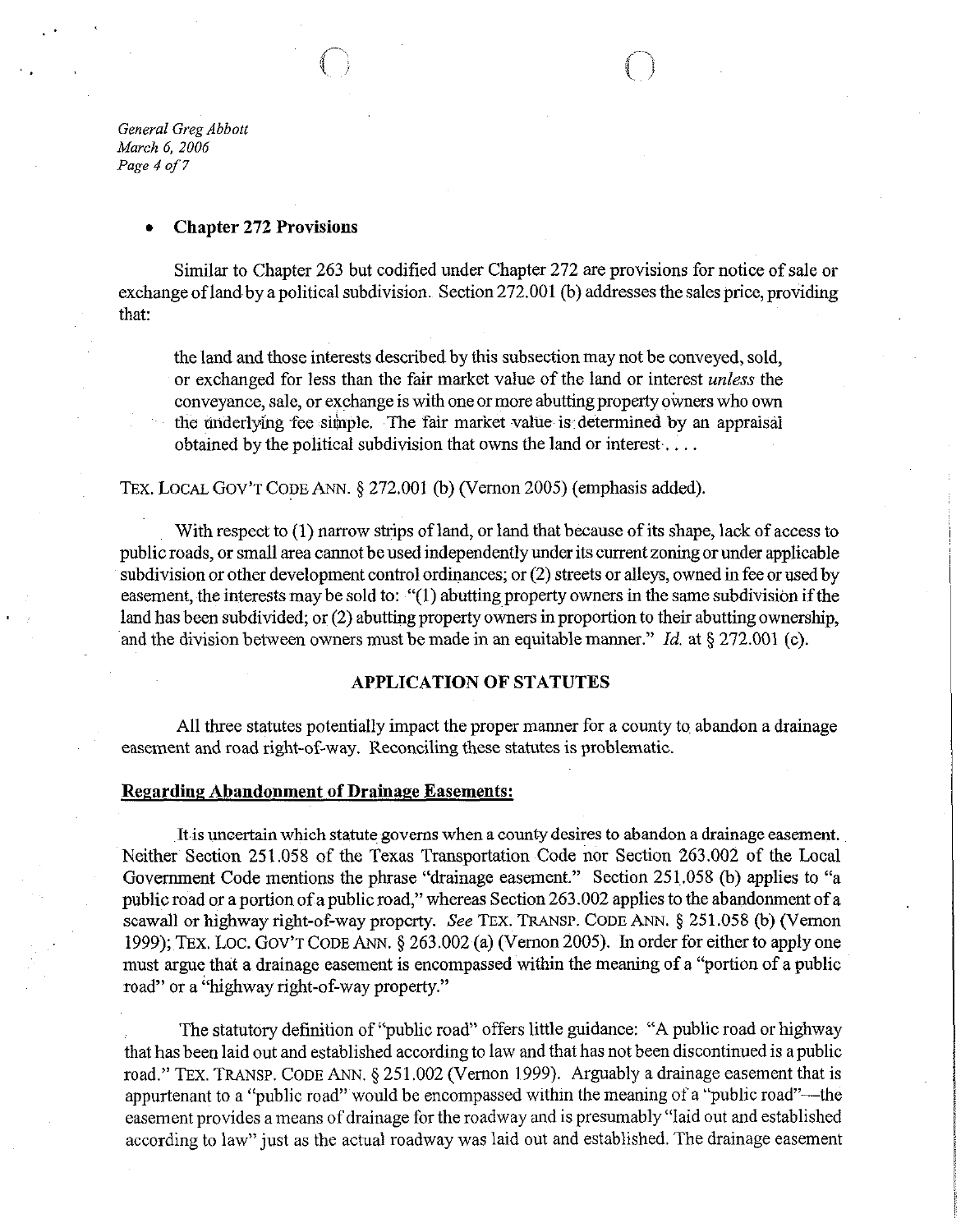- **Chapter 272 Provisions**

Similar to Chapter 263 but codified under Chapter 272 are provisions for notice of sale or exchange of land by a political subdivision. Section 272.001 (b) addresses the sales price, providing that:

> the land and those interests described by this subsection may not be conveyed, sold, or exchanged for less than the fair market value of the land or interest *unless* the conveyance, sale, or exchange is with one or more abutting property owners who own the underlying fee simple. The fair market value is determined by an appraisal obtained by the political subdivision that owns the land or interest . . . .

TEX. LOCAL GOV'T CODE ANN. § 272.001 (b) (Vernon 2005) (emphasis added).

With respect to (1) narrow strips of land, or land that because of its shape, lack of access to public roads, or small area cannot be used independently under its current zoning or under applicable subdivision or other development control ordinances; or (2) streets or alleys, owned in fee or used by easement, the interests may be sold to: "(1) abutting property owners in the same subdivision if the land has been subdivided; or (2) abutting property owners in proportion to their abutting ownership, and the division between owners must be made in an equitable manner." *Id.* at § 272.001 (c).

## APPLICATION OF STATUTES

All three statutes potentially impact the proper manner for a county to abandon a drainage easement and road right-of-way. Reconciling these statutes is problematic.

### Regarding Abandonment of Drainage Easements:

It is uncertain which statute governs when a county desires to abandon a drainage easement. Neither Section 251.058 of the Texas Transportation Code nor Section 263.002 of the Local Government Code mentions the phrase "drainage easement." Section 251.058 (b) applies to "a public road or a portion of a public road," whereas Section 263.002 applies to the abandonment of a seawall or highway right-of-way property. *See* TEX. TRANSP. CODE ANN. § 251.058 (b) (Vernon 1999); TEX. LOC. GOV'T CODE ANN. § 263.002 (a) (Vernon 2005). In order for either to apply one must argue that a drainage easement is encompassed within the meaning of a "portion of a public road" or a "highway right-of-way property."

The statutory definition of "public road" offers little guidance: "A public road or highway that has been laid out and established according to law and that has not been discontinued is a public road." TEX. TRANSP. CODE ANN. § 251.002 (Vernon 1999). Arguably a drainage easement that is appurtenant to a "public road" would be encompassed within the meaning of a "public road"—the easement provides a means of drainage for the roadway and is presumably "laid out and established according to law" just as the actual roadway was laid out and established. The drainage easement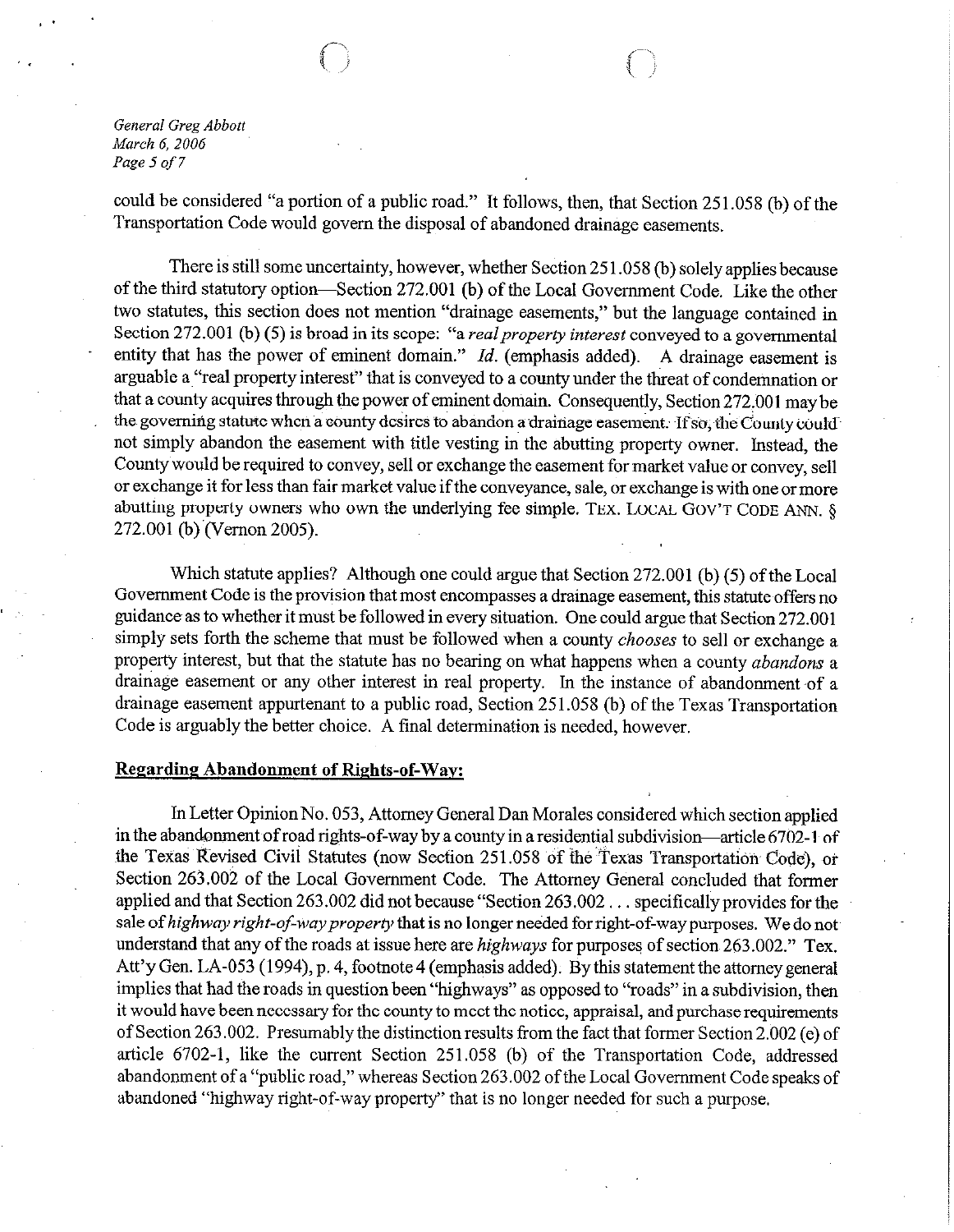could be considered "a portion of a public road." It follows, then, that Section 251.058 (b) of the Transportation Code would govern the disposal of abandoned drainage easements.

There is still some uncertainty, however, whether Section 251.058 (b) solely applies because of the third statutory option—Section 272.001 (b) of the Local Government Code. Like the other two statutes, this section does not mention "drainage easements," but the language contained in Section 272.001 (b) (5) is broad in its scope: "a *real property interest* conveyed to a governmental entity that has the power of eminent domain." *Id.* (emphasis added). A drainage easement is arguable a "real property interest" that is conveyed to a county under the threat of condemnation or that a county acquires through the power of eminent domain. Consequently, Section 272.001 may be the governing statute when a county desires to abandon a drainage easement. If so, the County could not simply abandon the easement with title vesting in the abutting property owner. Instead, the County would be required to convey, sell or exchange the easement for market value or convey, sell or exchange it for less than fair market value if the conveyance, sale, or exchange is with one or more abutting property owners who own the underlying fee simple. TEX. LOCAL GOV'T CODE ANN. § 272.001 (b) (Vernon 2005).

Which statute applies? Although one could argue that Section 272.001 (b) (5) of the Local Government Code is the provision that most encompasses a drainage easement, this statute offers no guidance as to whether it must be followed in every situation. One could argue that Section 272.001 simply sets forth the scheme that must be followed when a county *chooses* to sell or exchange a property interest, but that the statute has no bearing on what happens when a county *abandons* a drainage easement or any other interest in real property. In the instance of abandonment of a drainage easement appurtenant to a public road, Section 251.058 (b) of the Texas Transportation Code is arguably the better choice. A final determination is needed, however.

**Regarding Abandonment of Rights-of-Way:**

In Letter Opinion No. 053, Attorney General Dan Morales considered which section applied in the abandonment of road rights-of-way by a county in a residential subdivision—article 6702-1 of the Texas Revised Civil Statutes (now Section 251.058 of the Texas Transportation Code), or Section 263.002 of the Local Government Code. The Attorney General concluded that former applied and that Section 263.002 did not because "Section 263.002 . . . specifically provides for the sale of *highway right-of-way property* that is no longer needed for right-of-way purposes. We do not understand that any of the roads at issue here are *highways* for purposes of section 263.002." Tex. Att'y Gen. LA-053 (1994), p. 4, footnote 4 (emphasis added). By this statement the attorney general implies that had the roads in question been "highways" as opposed to "roads" in a subdivision, then it would have been necessary for the county to meet the notice, appraisal, and purchase requirements of Section 263.002. Presumably the distinction results from the fact that former Section 2.002 (e) of article 6702-1, like the current Section 251.058 (b) of the Transportation Code, addressed abandonment of a "public road," whereas Section 263.002 of the Local Government Code speaks of abandoned "highway right-of-way property" that is no longer needed for such a purpose.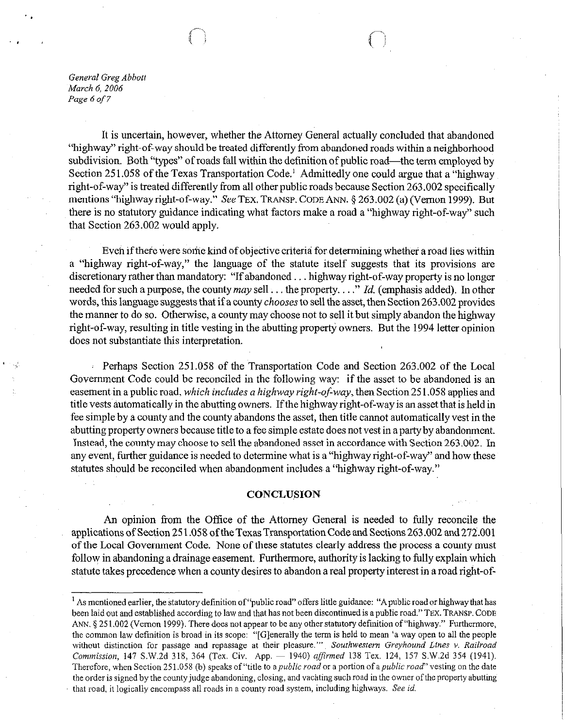It is uncertain, however, whether the Attorney General actually concluded that abandoned "highway" right-of-way should be treated differently from abandoned roads within a neighborhood subdivision. Both "types" of roads fall within the definition of public road—the term employed by Section 251.058 of the Texas Transportation Code.[1] Admittedly one could argue that a "highway right-of-way" is treated differently from all other public roads because Section 263.002 specifically mentions "highway right-of-way." *See* TEX. TRANSP. CODE ANN. § 263.002 (a) (Vernon 1999). But there is no statutory guidance indicating what factors make a road a "highway right-of-way" such that Section 263.002 would apply.

Even if there were some kind of objective criteria for determining whether a road lies within a "highway right-of-way," the language of the statute itself suggests that its provisions are discretionary rather than mandatory: "If abandoned . . . highway right-of-way property is no longer needed for such a purpose, the county *may* sell . . . the property. . . ." *Id.* (emphasis added). In other words, this language suggests that if a county *chooses* to sell the asset, then Section 263.002 provides the manner to do so. Otherwise, a county may choose not to sell it but simply abandon the highway right-of-way, resulting in title vesting in the abutting property owners. But the 1994 letter opinion does not substantiate this interpretation.

Perhaps Section 251.058 of the Transportation Code and Section 263.002 of the Local Government Code could be reconciled in the following way: if the asset to be abandoned is an easement in a public road, *which includes a highway right-of-way*, then Section 251.058 applies and title vests automatically in the abutting owners. If the highway right-of-way is an asset that is held in fee simple by a county and the county abandons the asset, then title cannot automatically vest in the abutting property owners because title to a fee simple estate does not vest in a party by abandonment. Instead, the county may choose to sell the abandoned asset in accordance with Section 263.002. In any event, further guidance is needed to determine what is a "highway right-of-way" and how these statutes should be reconciled when abandonment includes a "highway right-of-way."

## CONCLUSION

An opinion from the Office of the Attorney General is needed to fully reconcile the applications of Section 251.058 of the Texas Transportation Code and Sections 263.002 and 272.001 of the Local Government Code. None of these statutes clearly address the process a county must follow in abandoning a drainage easement. Furthermore, authority is lacking to fully explain which statute takes precedence when a county desires to abandon a real property interest in a road right-of-

---

[1] As mentioned earlier, the statutory definition of "public road" offers little guidance: "A public road or highway that has been laid out and established according to law and that has not been discontinued is a public road." TEX. TRANSP. CODE ANN. § 251.002 (Vernon 1999). There does not appear to be any other statutory definition of "highway." Furthermore, the common law definition is broad in its scope: "[G]enerally the term is held to mean 'a way open to all the people without distinction for passage and repassage at their pleasure.'" *Southwestern Greyhound Lines v. Railroad Commission*, 147 S.W.2d 318, 364 (Tex. Civ. App. — 1940) *affirmed* 138 Tex. 124, 157 S.W.2d 354 (1941). Therefore, when Section 251.058 (b) speaks of "title to a *public road* or a portion of a *public road*" vesting on the date the order is signed by the county judge abandoning, closing, and vacating such road in the owner of the property abutting that road, it logically encompass all roads in a county road system, including highways. *See id.*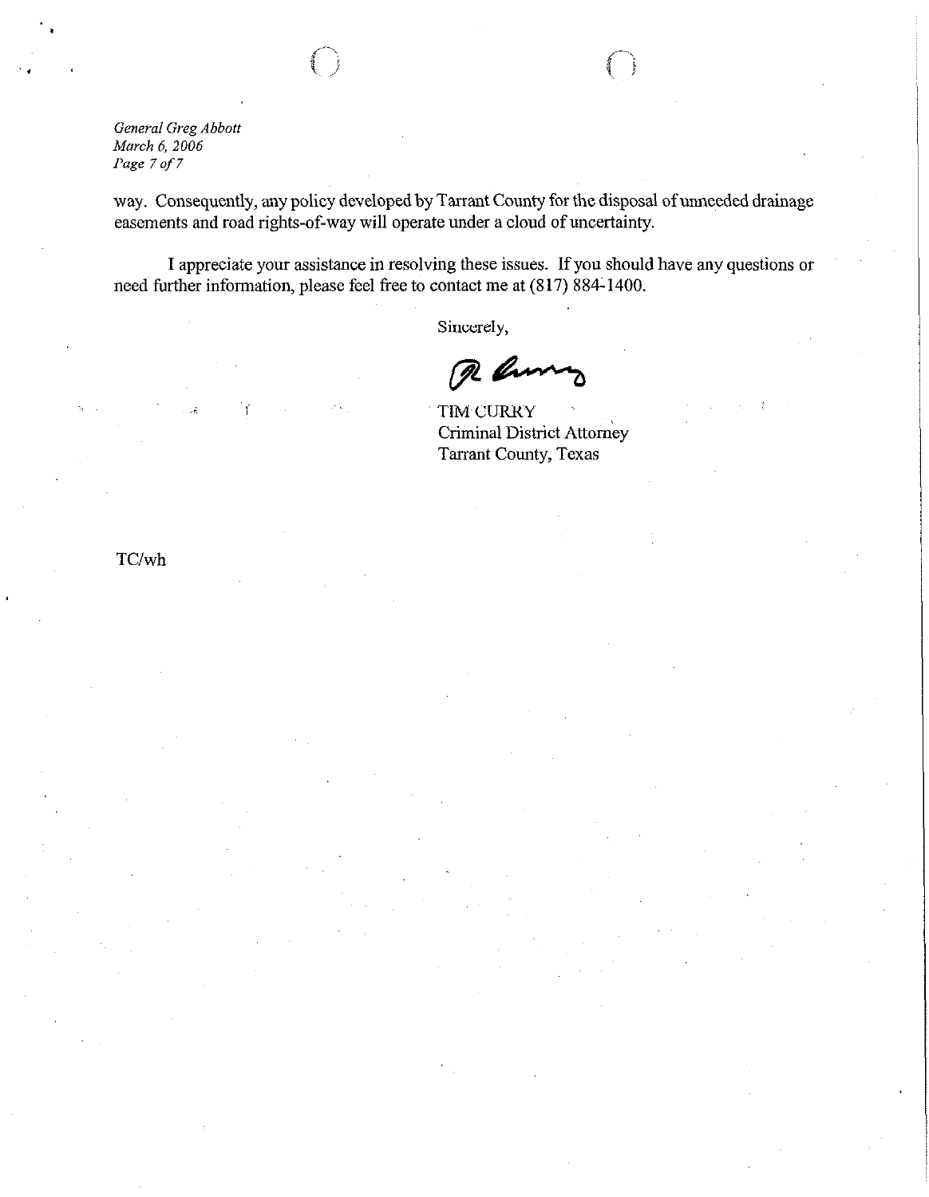way. Consequently, any policy developed by Tarrant County for the disposal of unneeded drainage easements and road rights-of-way will operate under a cloud of uncertainty.

I appreciate your assistance in resolving these issues. If you should have any questions or need further information, please feel free to contact me at (817) 884-1400.

Sincerely,

TIM CURRY
Criminal District Attorney
Tarrant County, Texas

TC/wh